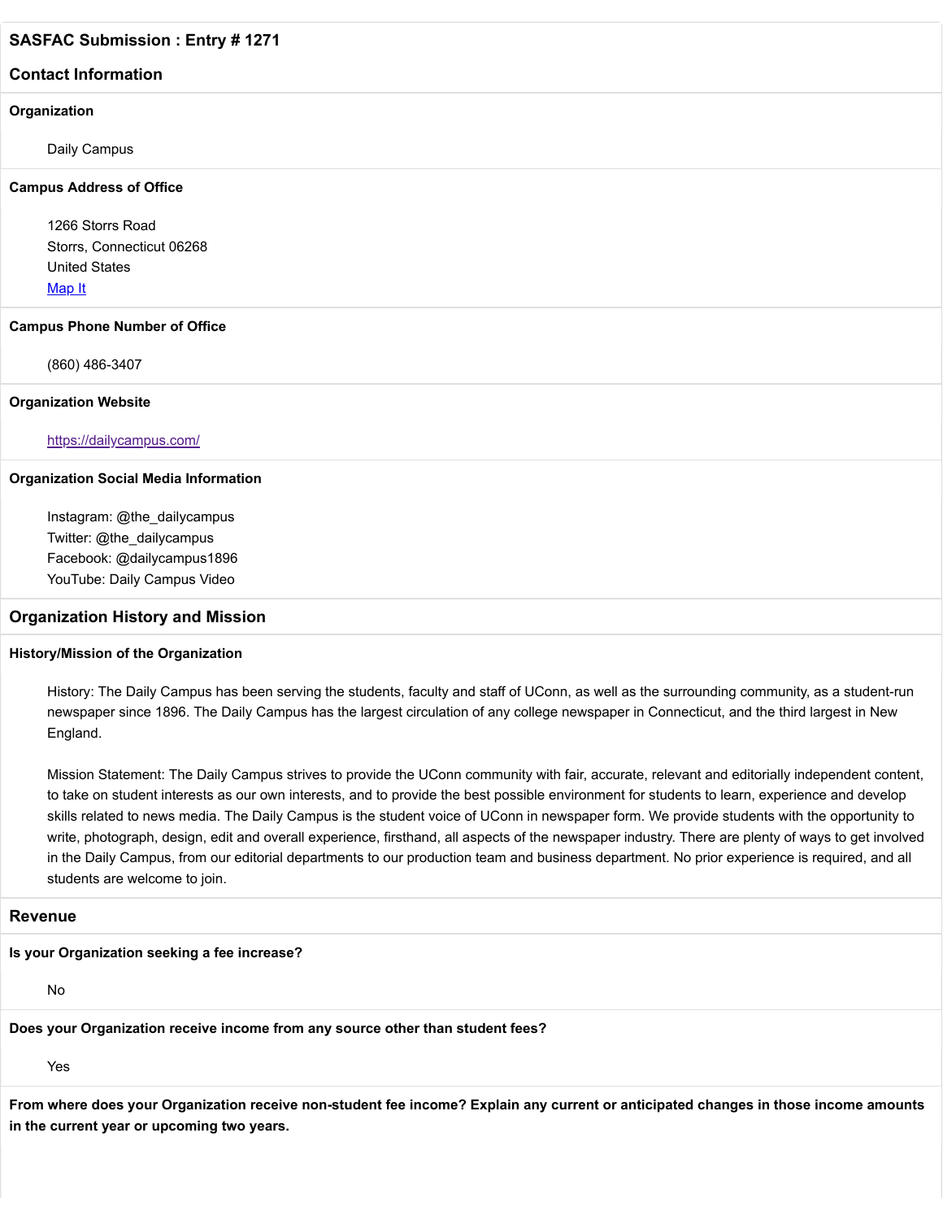# SASFAC Submission : Entry # 1271

## Contact Information

**Organization**

Daily Campus

**Campus Address of Office**

1266 Storrs Road
Storrs, Connecticut 06268
United States
[Map It]

**Campus Phone Number of Office**

(860) 486-3407

**Organization Website**

https://dailycampus.com/

**Organization Social Media Information**

Instagram: @the_dailycampus
Twitter: @the_dailycampus
Facebook: @dailycampus1896
YouTube: Daily Campus Video

## Organization History and Mission

**History/Mission of the Organization**

History: The Daily Campus has been serving the students, faculty and staff of UConn, as well as the surrounding community, as a student-run newspaper since 1896. The Daily Campus has the largest circulation of any college newspaper in Connecticut, and the third largest in New England.

Mission Statement: The Daily Campus strives to provide the UConn community with fair, accurate, relevant and editorially independent content, to take on student interests as our own interests, and to provide the best possible environment for students to learn, experience and develop skills related to news media. The Daily Campus is the student voice of UConn in newspaper form. We provide students with the opportunity to write, photograph, design, edit and overall experience, firsthand, all aspects of the newspaper industry. There are plenty of ways to get involved in the Daily Campus, from our editorial departments to our production team and business department. No prior experience is required, and all students are welcome to join.

## Revenue

**Is your Organization seeking a fee increase?**

No

**Does your Organization receive income from any source other than student fees?**

Yes

**From where does your Organization receive non-student fee income? Explain any current or anticipated changes in those income amounts in the current year or upcoming two years.**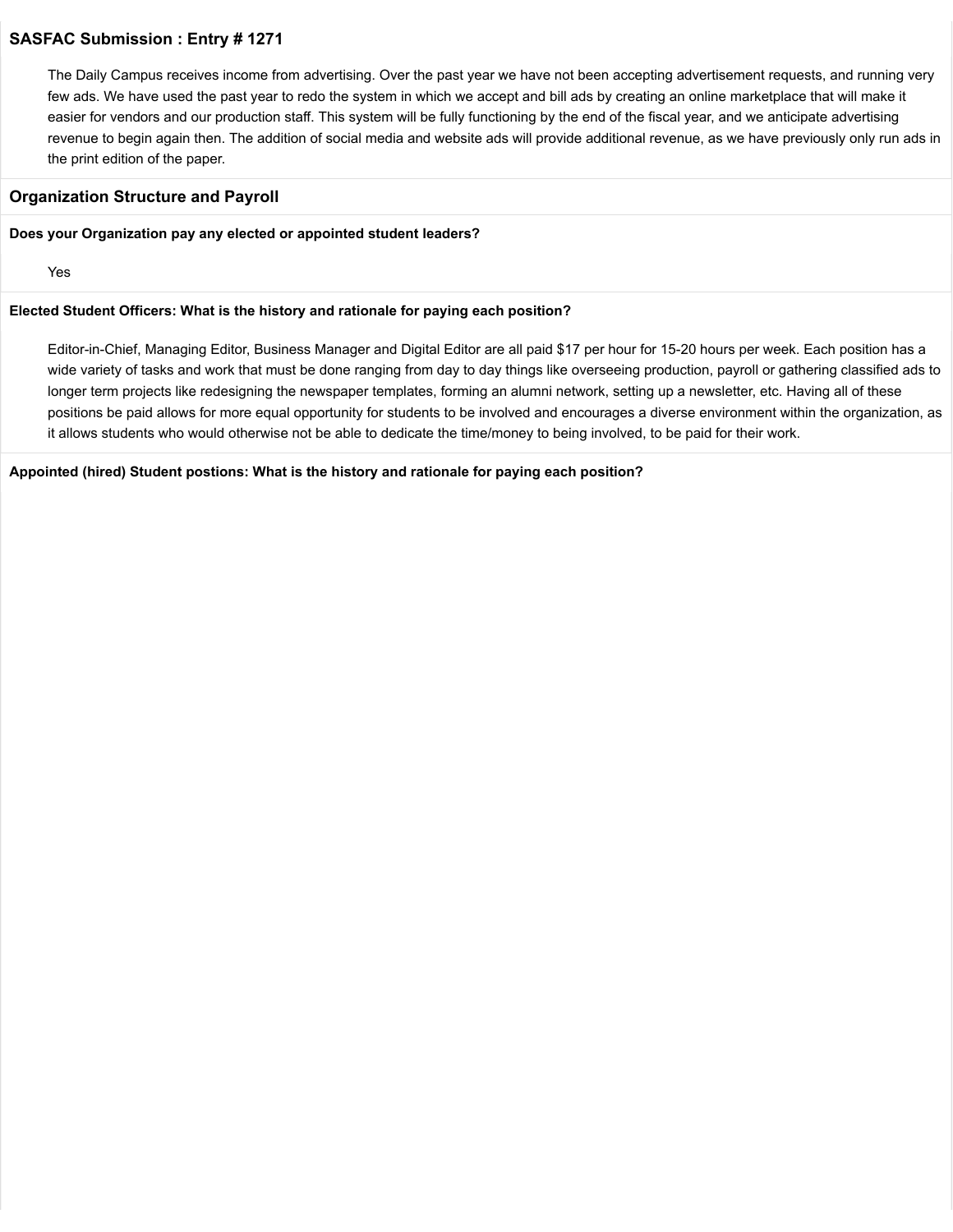## SASFAC Submission : Entry # 1271

The Daily Campus receives income from advertising. Over the past year we have not been accepting advertisement requests, and running very few ads. We have used the past year to redo the system in which we accept and bill ads by creating an online marketplace that will make it easier for vendors and our production staff. This system will be fully functioning by the end of the fiscal year, and we anticipate advertising revenue to begin again then. The addition of social media and website ads will provide additional revenue, as we have previously only run ads in the print edition of the paper.

### Organization Structure and Payroll

**Does your Organization pay any elected or appointed student leaders?**

Yes

**Elected Student Officers: What is the history and rationale for paying each position?**

Editor-in-Chief, Managing Editor, Business Manager and Digital Editor are all paid $17 per hour for 15-20 hours per week. Each position has a wide variety of tasks and work that must be done ranging from day to day things like overseeing production, payroll or gathering classified ads to longer term projects like redesigning the newspaper templates, forming an alumni network, setting up a newsletter, etc. Having all of these positions be paid allows for more equal opportunity for students to be involved and encourages a diverse environment within the organization, as it allows students who would otherwise not be able to dedicate the time/money to being involved, to be paid for their work.

**Appointed (hired) Student postions: What is the history and rationale for paying each position?**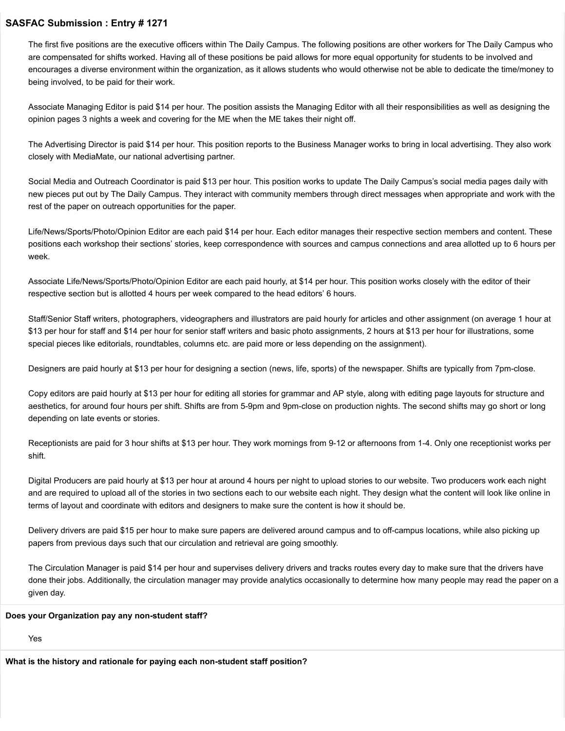**SASFAC Submission : Entry # 1271**

The first five positions are the executive officers within The Daily Campus. The following positions are other workers for The Daily Campus who are compensated for shifts worked. Having all of these positions be paid allows for more equal opportunity for students to be involved and encourages a diverse environment within the organization, as it allows students who would otherwise not be able to dedicate the time/money to being involved, to be paid for their work.

Associate Managing Editor is paid $14 per hour. The position assists the Managing Editor with all their responsibilities as well as designing the opinion pages 3 nights a week and covering for the ME when the ME takes their night off.

The Advertising Director is paid $14 per hour. This position reports to the Business Manager works to bring in local advertising. They also work closely with MediaMate, our national advertising partner.

Social Media and Outreach Coordinator is paid $13 per hour. This position works to update The Daily Campus's social media pages daily with new pieces put out by The Daily Campus. They interact with community members through direct messages when appropriate and work with the rest of the paper on outreach opportunities for the paper.

Life/News/Sports/Photo/Opinion Editor are each paid $14 per hour. Each editor manages their respective section members and content. These positions each workshop their sections' stories, keep correspondence with sources and campus connections and area allotted up to 6 hours per week.

Associate Life/News/Sports/Photo/Opinion Editor are each paid hourly, at $14 per hour. This position works closely with the editor of their respective section but is allotted 4 hours per week compared to the head editors' 6 hours.

Staff/Senior Staff writers, photographers, videographers and illustrators are paid hourly for articles and other assignment (on average 1 hour at $13 per hour for staff and $14 per hour for senior staff writers and basic photo assignments, 2 hours at $13 per hour for illustrations, some special pieces like editorials, roundtables, columns etc. are paid more or less depending on the assignment).

Designers are paid hourly at $13 per hour for designing a section (news, life, sports) of the newspaper. Shifts are typically from 7pm-close.

Copy editors are paid hourly at $13 per hour for editing all stories for grammar and AP style, along with editing page layouts for structure and aesthetics, for around four hours per shift. Shifts are from 5-9pm and 9pm-close on production nights. The second shifts may go short or long depending on late events or stories.

Receptionists are paid for 3 hour shifts at $13 per hour. They work mornings from 9-12 or afternoons from 1-4. Only one receptionist works per shift.

Digital Producers are paid hourly at $13 per hour at around 4 hours per night to upload stories to our website. Two producers work each night and are required to upload all of the stories in two sections each to our website each night. They design what the content will look like online in terms of layout and coordinate with editors and designers to make sure the content is how it should be.

Delivery drivers are paid $15 per hour to make sure papers are delivered around campus and to off-campus locations, while also picking up papers from previous days such that our circulation and retrieval are going smoothly.

The Circulation Manager is paid $14 per hour and supervises delivery drivers and tracks routes every day to make sure that the drivers have done their jobs. Additionally, the circulation manager may provide analytics occasionally to determine how many people may read the paper on a given day.

**Does your Organization pay any non-student staff?**

Yes

**What is the history and rationale for paying each non-student staff position?**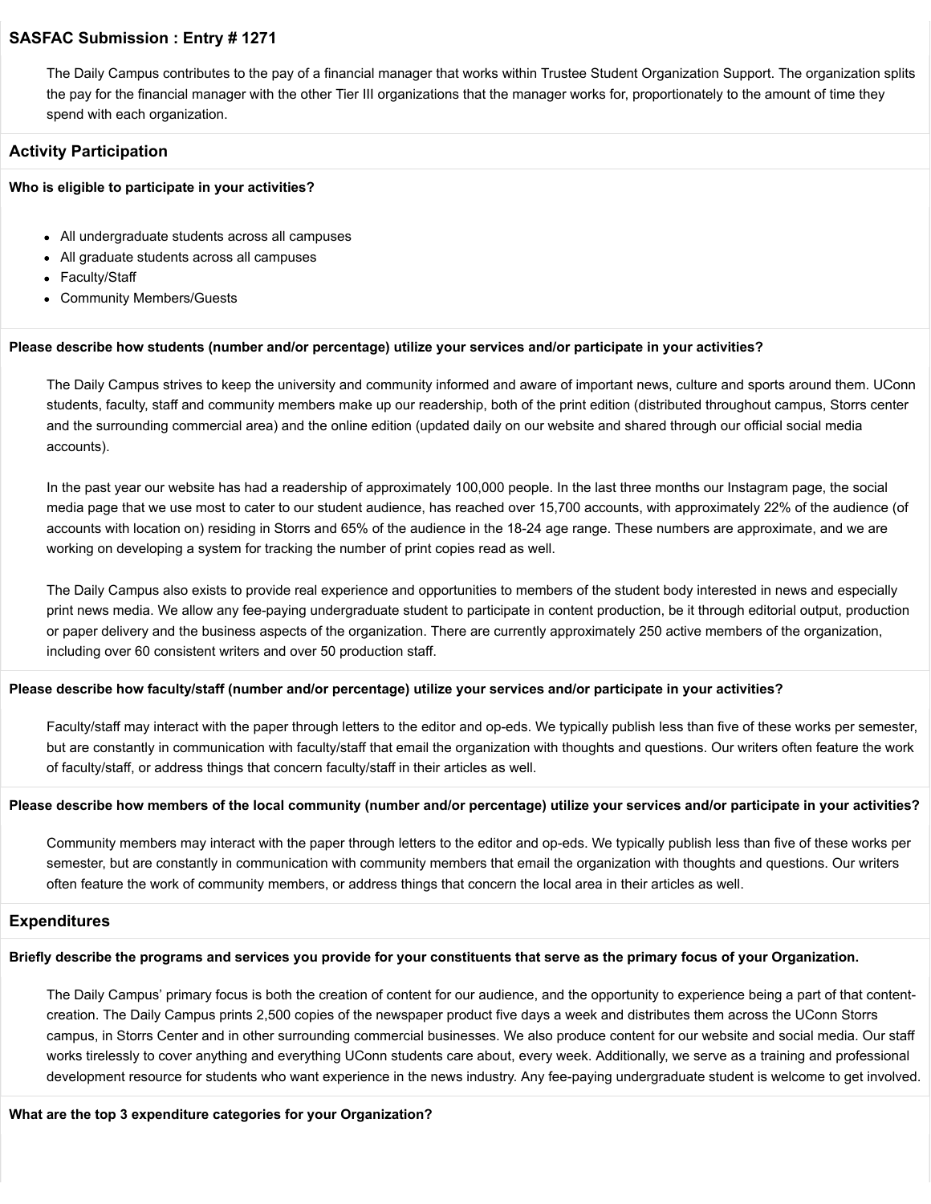## SASFAC Submission : Entry # 1271

The Daily Campus contributes to the pay of a financial manager that works within Trustee Student Organization Support. The organization splits the pay for the financial manager with the other Tier III organizations that the manager works for, proportionately to the amount of time they spend with each organization.

## Activity Participation

**Who is eligible to participate in your activities?**

- All undergraduate students across all campuses
- All graduate students across all campuses
- Faculty/Staff
- Community Members/Guests

**Please describe how students (number and/or percentage) utilize your services and/or participate in your activities?**

The Daily Campus strives to keep the university and community informed and aware of important news, culture and sports around them. UConn students, faculty, staff and community members make up our readership, both of the print edition (distributed throughout campus, Storrs center and the surrounding commercial area) and the online edition (updated daily on our website and shared through our official social media accounts).

In the past year our website has had a readership of approximately 100,000 people. In the last three months our Instagram page, the social media page that we use most to cater to our student audience, has reached over 15,700 accounts, with approximately 22% of the audience (of accounts with location on) residing in Storrs and 65% of the audience in the 18-24 age range. These numbers are approximate, and we are working on developing a system for tracking the number of print copies read as well.

The Daily Campus also exists to provide real experience and opportunities to members of the student body interested in news and especially print news media. We allow any fee-paying undergraduate student to participate in content production, be it through editorial output, production or paper delivery and the business aspects of the organization. There are currently approximately 250 active members of the organization, including over 60 consistent writers and over 50 production staff.

**Please describe how faculty/staff (number and/or percentage) utilize your services and/or participate in your activities?**

Faculty/staff may interact with the paper through letters to the editor and op-eds. We typically publish less than five of these works per semester, but are constantly in communication with faculty/staff that email the organization with thoughts and questions. Our writers often feature the work of faculty/staff, or address things that concern faculty/staff in their articles as well.

**Please describe how members of the local community (number and/or percentage) utilize your services and/or participate in your activities?**

Community members may interact with the paper through letters to the editor and op-eds. We typically publish less than five of these works per semester, but are constantly in communication with community members that email the organization with thoughts and questions. Our writers often feature the work of community members, or address things that concern the local area in their articles as well.

## Expenditures

**Briefly describe the programs and services you provide for your constituents that serve as the primary focus of your Organization.**

The Daily Campus' primary focus is both the creation of content for our audience, and the opportunity to experience being a part of that content-creation. The Daily Campus prints 2,500 copies of the newspaper product five days a week and distributes them across the UConn Storrs campus, in Storrs Center and in other surrounding commercial businesses. We also produce content for our website and social media. Our staff works tirelessly to cover anything and everything UConn students care about, every week. Additionally, we serve as a training and professional development resource for students who want experience in the news industry. Any fee-paying undergraduate student is welcome to get involved.

**What are the top 3 expenditure categories for your Organization?**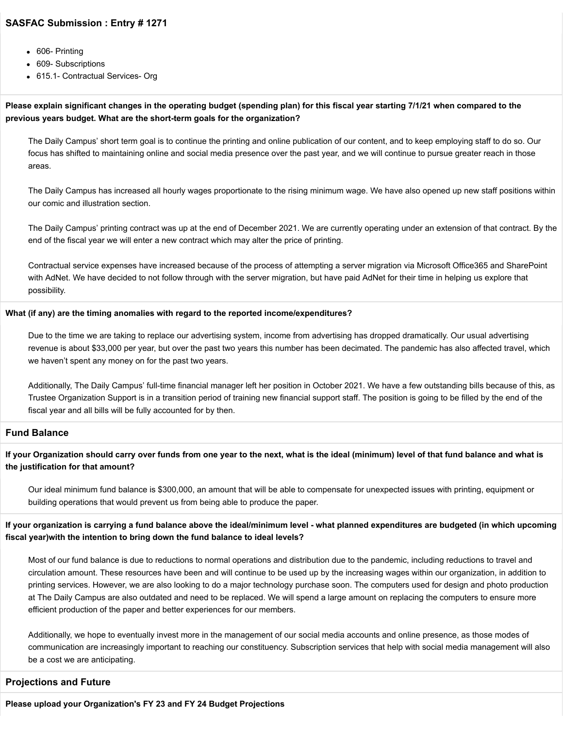## SASFAC Submission : Entry # 1271

- 606- Printing
- 609- Subscriptions
- 615.1- Contractual Services- Org

**Please explain significant changes in the operating budget (spending plan) for this fiscal year starting 7/1/21 when compared to the previous years budget. What are the short-term goals for the organization?**

The Daily Campus' short term goal is to continue the printing and online publication of our content, and to keep employing staff to do so. Our focus has shifted to maintaining online and social media presence over the past year, and we will continue to pursue greater reach in those areas.

The Daily Campus has increased all hourly wages proportionate to the rising minimum wage. We have also opened up new staff positions within our comic and illustration section.

The Daily Campus' printing contract was up at the end of December 2021. We are currently operating under an extension of that contract. By the end of the fiscal year we will enter a new contract which may alter the price of printing.

Contractual service expenses have increased because of the process of attempting a server migration via Microsoft Office365 and SharePoint with AdNet. We have decided to not follow through with the server migration, but have paid AdNet for their time in helping us explore that possibility.

**What (if any) are the timing anomalies with regard to the reported income/expenditures?**

Due to the time we are taking to replace our advertising system, income from advertising has dropped dramatically. Our usual advertising revenue is about $33,000 per year, but over the past two years this number has been decimated. The pandemic has also affected travel, which we haven't spent any money on for the past two years.

Additionally, The Daily Campus' full-time financial manager left her position in October 2021. We have a few outstanding bills because of this, as Trustee Organization Support is in a transition period of training new financial support staff. The position is going to be filled by the end of the fiscal year and all bills will be fully accounted for by then.

## Fund Balance

**If your Organization should carry over funds from one year to the next, what is the ideal (minimum) level of that fund balance and what is the justification for that amount?**

Our ideal minimum fund balance is $300,000, an amount that will be able to compensate for unexpected issues with printing, equipment or building operations that would prevent us from being able to produce the paper.

**If your organization is carrying a fund balance above the ideal/minimum level - what planned expenditures are budgeted (in which upcoming fiscal year)with the intention to bring down the fund balance to ideal levels?**

Most of our fund balance is due to reductions to normal operations and distribution due to the pandemic, including reductions to travel and circulation amount. These resources have been and will continue to be used up by the increasing wages within our organization, in addition to printing services. However, we are also looking to do a major technology purchase soon. The computers used for design and photo production at The Daily Campus are also outdated and need to be replaced. We will spend a large amount on replacing the computers to ensure more efficient production of the paper and better experiences for our members.

Additionally, we hope to eventually invest more in the management of our social media accounts and online presence, as those modes of communication are increasingly important to reaching our constituency. Subscription services that help with social media management will also be a cost we are anticipating.

## Projections and Future

**Please upload your Organization's FY 23 and FY 24 Budget Projections**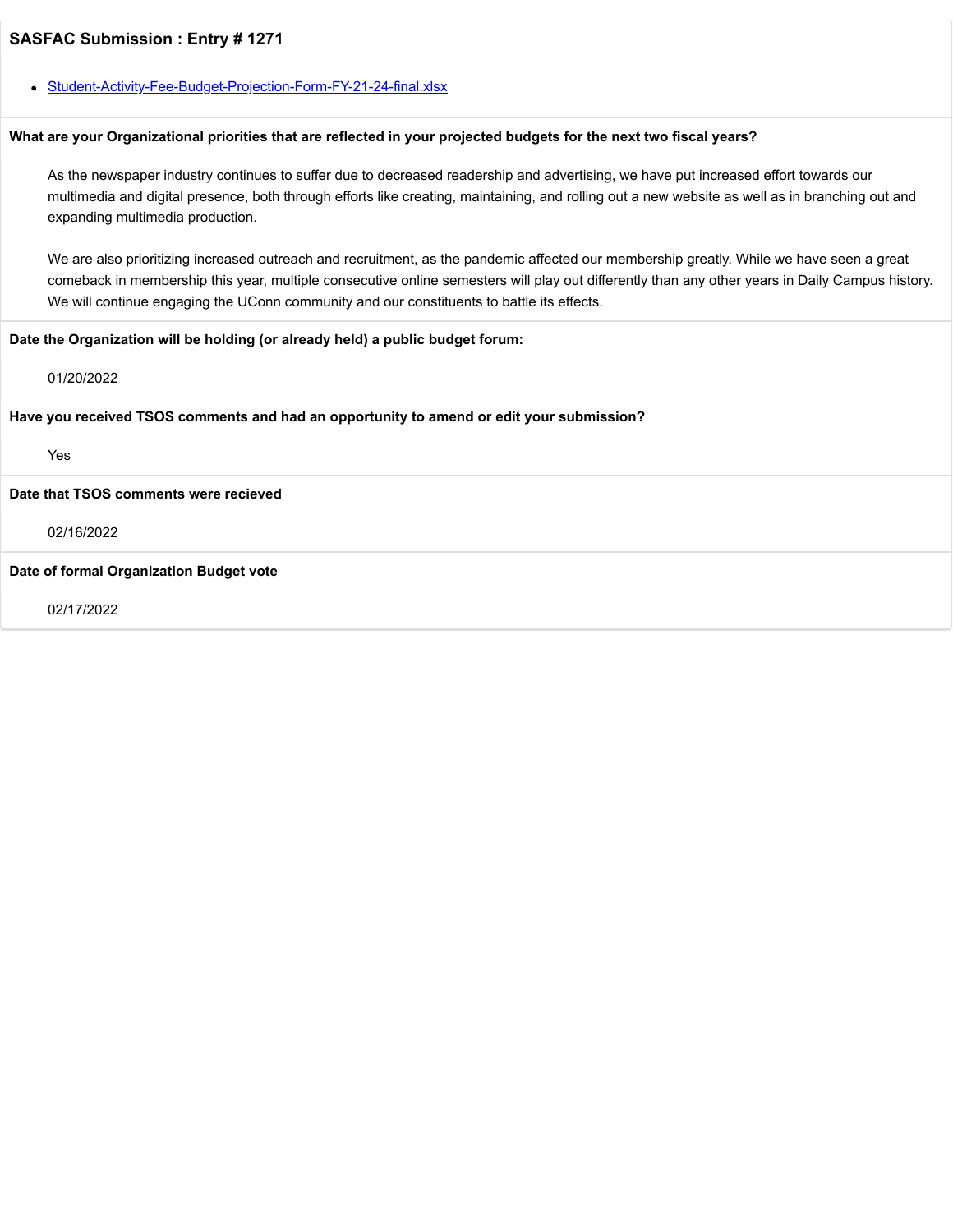### SASFAC Submission : Entry # 1271

- [Student-Activity-Fee-Budget-Projection-Form-FY-21-24-final.xlsx]()

**What are your Organizational priorities that are reflected in your projected budgets for the next two fiscal years?**

As the newspaper industry continues to suffer due to decreased readership and advertising, we have put increased effort towards our multimedia and digital presence, both through efforts like creating, maintaining, and rolling out a new website as well as in branching out and expanding multimedia production.

We are also prioritizing increased outreach and recruitment, as the pandemic affected our membership greatly. While we have seen a great comeback in membership this year, multiple consecutive online semesters will play out differently than any other years in Daily Campus history. We will continue engaging the UConn community and our constituents to battle its effects.

**Date the Organization will be holding (or already held) a public budget forum:**

01/20/2022

**Have you received TSOS comments and had an opportunity to amend or edit your submission?**

Yes

**Date that TSOS comments were recieved**

02/16/2022

**Date of formal Organization Budget vote**

02/17/2022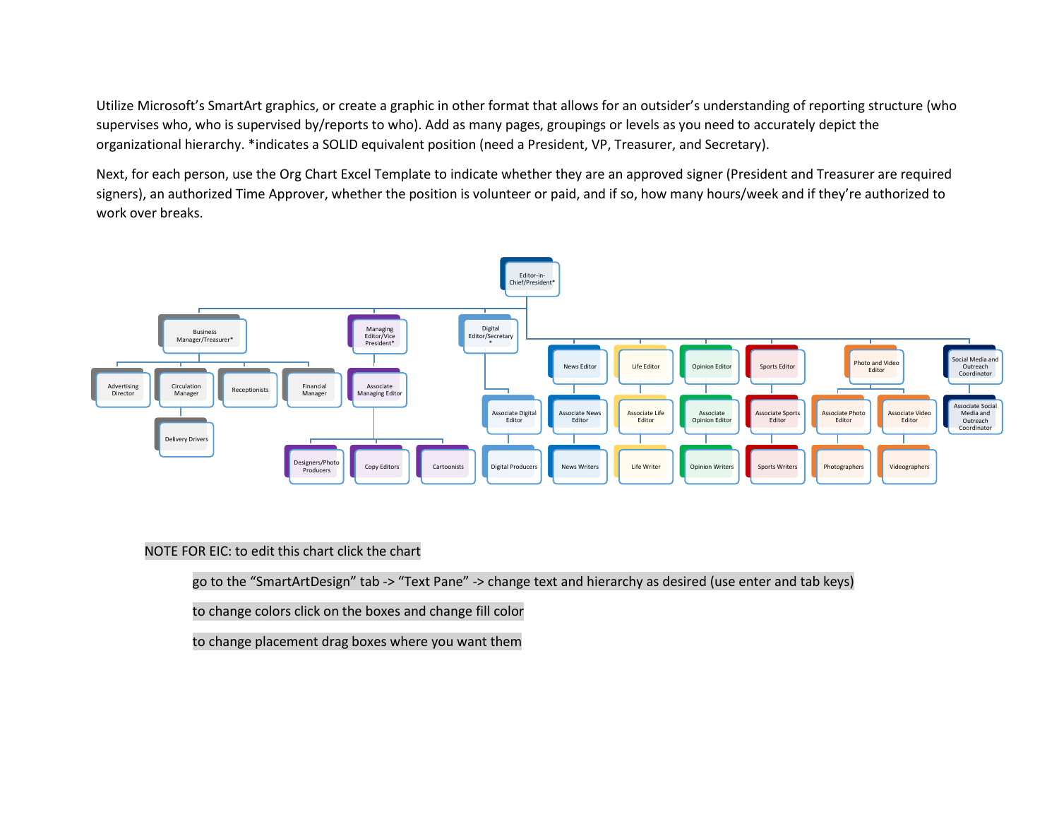Utilize Microsoft's SmartArt graphics, or create a graphic in other format that allows for an outsider's understanding of reporting structure (who supervises who, who is supervised by/reports to who). Add as many pages, groupings or levels as you need to accurately depict the organizational hierarchy. *indicates a SOLID equivalent position (need a President, VP, Treasurer, and Secretary).

Next, for each person, use the Org Chart Excel Template to indicate whether they are an approved signer (President and Treasurer are required signers), an authorized Time Approver, whether the position is volunteer or paid, and if so, how many hours/week and if they're authorized to work over breaks.

- Editor-in-Chief/President*
  - Business Manager/Treasurer*
    - Advertising Director
    - Circulation Manager
      - Delivery Drivers
    - Receptionists
    - Financial Manager
  - Managing Editor/Vice President*
    - Associate Managing Editor
      - Designers/Photo Producers
      - Copy Editors
      - Cartoonists
  - Digital Editor/Secretary*
    - Associate Digital Editor
      - Digital Producers
  - News Editor
    - Associate News Editor
      - News Writers
  - Life Editor
    - Associate Life Editor
      - Life Writer
  - Opinion Editor
    - Associate Opinion Editor
      - Opinion Writers
  - Sports Editor
    - Associate Sports Editor
      - Sports Writers
  - Photo and Video Editor
    - Associate Photo Editor
      - Photographers
    - Associate Video Editor
      - Videographers
  - Social Media and Outreach Coordinator
    - Associate Social Media and Outreach Coordinator

NOTE FOR EIC: to edit this chart click the chart

go to the "SmartArtDesign" tab -> "Text Pane" -> change text and hierarchy as desired (use enter and tab keys)

to change colors click on the boxes and change fill color

to change placement drag boxes where you want them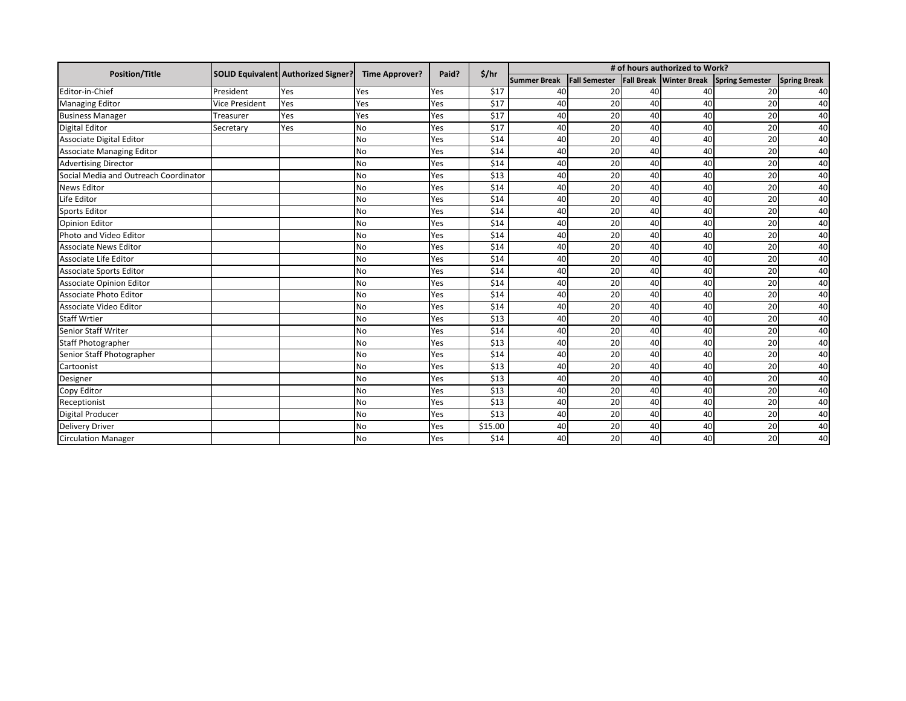| Position/Title | SOLID Equivalent | Authorized Signer? | Time Approver? | Paid? | $/hr | # of hours authorized to Work? | | | | | |
|---|---|---|---|---|---|---|---|---|---|---|---|
| | | | | | | Summer Break | Fall Semester | Fall Break | Winter Break | Spring Semester | Spring Break |
| Editor-in-Chief | President | Yes | Yes | Yes | $17 | 40 | 20 | 40 | 40 | 20 | 40 |
| Managing Editor | Vice President | Yes | Yes | Yes | $17 | 40 | 20 | 40 | 40 | 20 | 40 |
| Business Manager | Treasurer | Yes | Yes | Yes | $17 | 40 | 20 | 40 | 40 | 20 | 40 |
| Digital Editor | Secretary | Yes | No | Yes | $17 | 40 | 20 | 40 | 40 | 20 | 40 |
| Associate Digital Editor | | | No | Yes | $14 | 40 | 20 | 40 | 40 | 20 | 40 |
| Associate Managing Editor | | | No | Yes | $14 | 40 | 20 | 40 | 40 | 20 | 40 |
| Advertising Director | | | No | Yes | $14 | 40 | 20 | 40 | 40 | 20 | 40 |
| Social Media and Outreach Coordinator | | | No | Yes | $13 | 40 | 20 | 40 | 40 | 20 | 40 |
| News Editor | | | No | Yes | $14 | 40 | 20 | 40 | 40 | 20 | 40 |
| Life Editor | | | No | Yes | $14 | 40 | 20 | 40 | 40 | 20 | 40 |
| Sports Editor | | | No | Yes | $14 | 40 | 20 | 40 | 40 | 20 | 40 |
| Opinion Editor | | | No | Yes | $14 | 40 | 20 | 40 | 40 | 20 | 40 |
| Photo and Video Editor | | | No | Yes | $14 | 40 | 20 | 40 | 40 | 20 | 40 |
| Associate News Editor | | | No | Yes | $14 | 40 | 20 | 40 | 40 | 20 | 40 |
| Associate Life Editor | | | No | Yes | $14 | 40 | 20 | 40 | 40 | 20 | 40 |
| Associate Sports Editor | | | No | Yes | $14 | 40 | 20 | 40 | 40 | 20 | 40 |
| Associate Opinion Editor | | | No | Yes | $14 | 40 | 20 | 40 | 40 | 20 | 40 |
| Associate Photo Editor | | | No | Yes | $14 | 40 | 20 | 40 | 40 | 20 | 40 |
| Associate Video Editor | | | No | Yes | $14 | 40 | 20 | 40 | 40 | 20 | 40 |
| Staff Wrtier | | | No | Yes | $13 | 40 | 20 | 40 | 40 | 20 | 40 |
| Senior Staff Writer | | | No | Yes | $14 | 40 | 20 | 40 | 40 | 20 | 40 |
| Staff Photographer | | | No | Yes | $13 | 40 | 20 | 40 | 40 | 20 | 40 |
| Senior Staff Photographer | | | No | Yes | $14 | 40 | 20 | 40 | 40 | 20 | 40 |
| Cartoonist | | | No | Yes | $13 | 40 | 20 | 40 | 40 | 20 | 40 |
| Designer | | | No | Yes | $13 | 40 | 20 | 40 | 40 | 20 | 40 |
| Copy Editor | | | No | Yes | $13 | 40 | 20 | 40 | 40 | 20 | 40 |
| Receptionist | | | No | Yes | $13 | 40 | 20 | 40 | 40 | 20 | 40 |
| Digital Producer | | | No | Yes | $13 | 40 | 20 | 40 | 40 | 20 | 40 |
| Delivery Driver | | | No | Yes | $15.00 | 40 | 20 | 40 | 40 | 20 | 40 |
| Circulation Manager | | | No | Yes | $14 | 40 | 20 | 40 | 40 | 20 | 40 |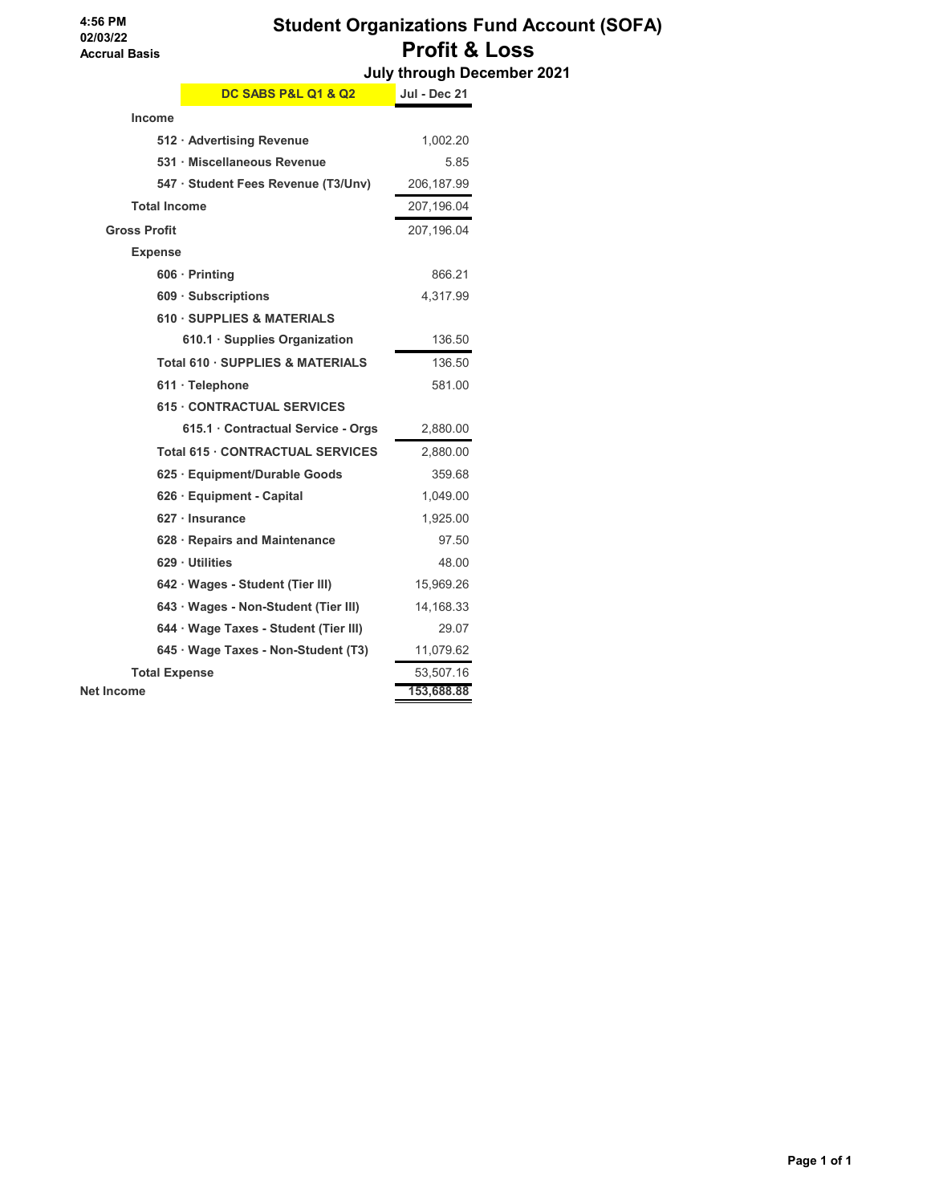4:56 PM
02/03/22
Accrual Basis

# Student Organizations Fund Account (SOFA)
## Profit & Loss
### July through December 2021

| DC SABS P&L Q1 & Q2 | Jul - Dec 21 |
|---|---|
| **Income** | |
| 512 · Advertising Revenue | 1,002.20 |
| 531 · Miscellaneous Revenue | 5.85 |
| 547 · Student Fees Revenue (T3/Unv) | 206,187.99 |
| **Total Income** | 207,196.04 |
| **Gross Profit** | 207,196.04 |
| **Expense** | |
| 606 · Printing | 866.21 |
| 609 · Subscriptions | 4,317.99 |
| 610 · SUPPLIES & MATERIALS | |
| 610.1 · Supplies Organization | 136.50 |
| Total 610 · SUPPLIES & MATERIALS | 136.50 |
| 611 · Telephone | 581.00 |
| 615 · CONTRACTUAL SERVICES | |
| 615.1 · Contractual Service - Orgs | 2,880.00 |
| Total 615 · CONTRACTUAL SERVICES | 2,880.00 |
| 625 · Equipment/Durable Goods | 359.68 |
| 626 · Equipment - Capital | 1,049.00 |
| 627 · Insurance | 1,925.00 |
| 628 · Repairs and Maintenance | 97.50 |
| 629 · Utilities | 48.00 |
| 642 · Wages - Student (Tier III) | 15,969.26 |
| 643 · Wages - Non-Student (Tier III) | 14,168.33 |
| 644 · Wage Taxes - Student (Tier III) | 29.07 |
| 645 · Wage Taxes - Non-Student (T3) | 11,079.62 |
| **Total Expense** | 53,507.16 |
| **Net Income** | 153,688.88 |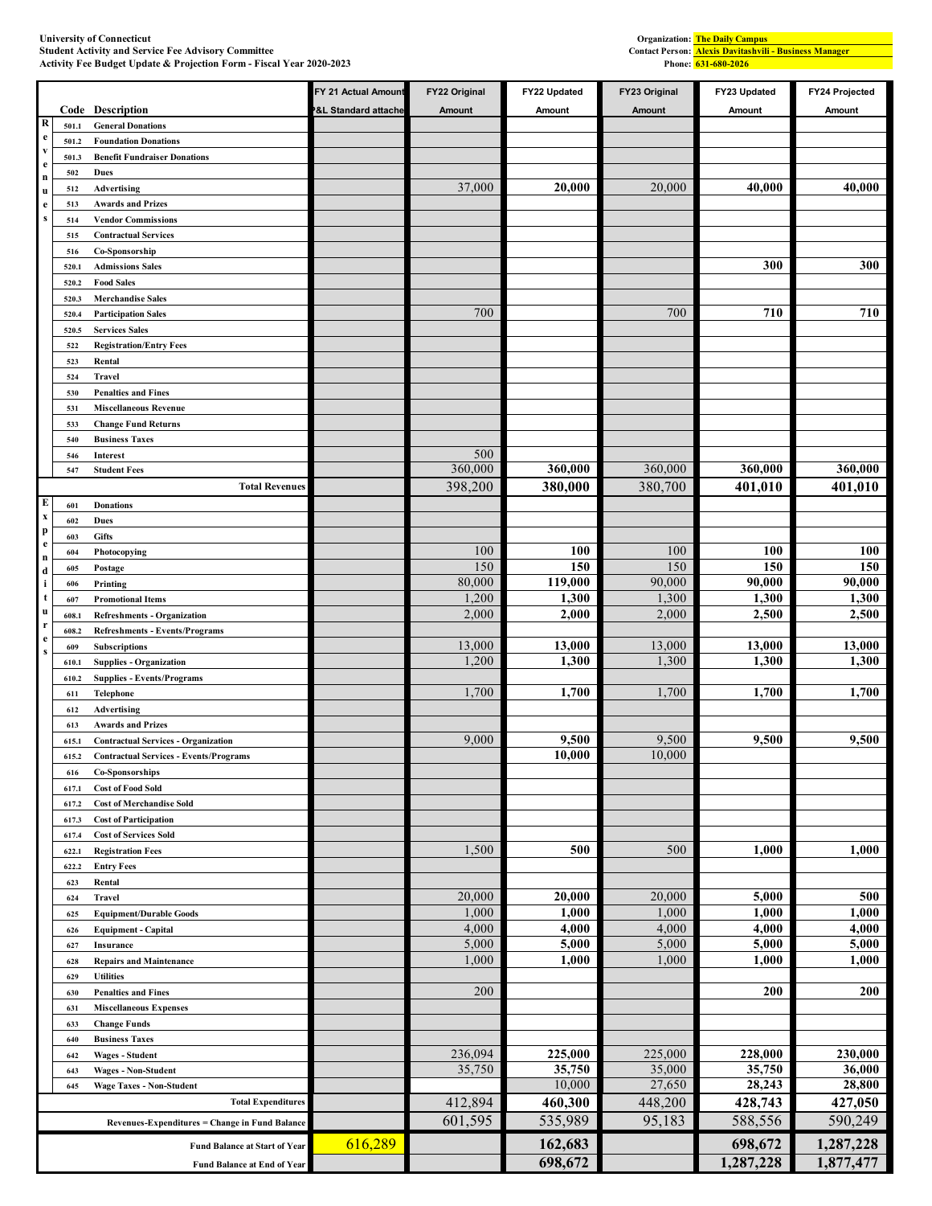University of Connecticut
Student Activity and Service Fee Advisory Committee
Activity Fee Budget Update & Projection Form - Fiscal Year 2020-2023

Organization: The Daily Campus
Contact Person: Alexis Davitashvili - Business Manager
Phone: 631-680-2026

| | Code | Description | FY 21 Actual Amount P&L Standard attache | FY22 Original Amount | FY22 Updated Amount | FY23 Original Amount | FY23 Updated Amount | FY24 Projected Amount |
|---|---|---|---|---|---|---|---|---|
| Revenues | 501.1 | General Donations | | | | | | |
| | 501.2 | Foundation Donations | | | | | | |
| | 501.3 | Benefit Fundraiser Donations | | | | | | |
| | 502 | Dues | | | | | | |
| | 512 | Advertising | | 37,000 | 20,000 | 20,000 | 40,000 | 40,000 |
| | 513 | Awards and Prizes | | | | | | |
| | 514 | Vendor Commissions | | | | | | |
| | 515 | Contractual Services | | | | | | |
| | 516 | Co-Sponsorship | | | | | | |
| | 520.1 | Admissions Sales | | | | | 300 | 300 |
| | 520.2 | Food Sales | | | | | | |
| | 520.3 | Merchandise Sales | | | | | | |
| | 520.4 | Participation Sales | | 700 | | 700 | 710 | 710 |
| | 520.5 | Services Sales | | | | | | |
| | 522 | Registration/Entry Fees | | | | | | |
| | 523 | Rental | | | | | | |
| | 524 | Travel | | | | | | |
| | 530 | Penalties and Fines | | | | | | |
| | 531 | Miscellaneous Revenue | | | | | | |
| | 533 | Change Fund Returns | | | | | | |
| | 540 | Business Taxes | | | | | | |
| | 546 | Interest | | 500 | | | | |
| | 547 | Student Fees | | 360,000 | 360,000 | 360,000 | 360,000 | 360,000 |
| | | Total Revenues | | 398,200 | 380,000 | 380,700 | 401,010 | 401,010 |
| Expenditures | 601 | Donations | | | | | | |
| | 602 | Dues | | | | | | |
| | 603 | Gifts | | | | | | |
| | 604 | Photocopying | | 100 | 100 | 100 | 100 | 100 |
| | 605 | Postage | | 150 | 150 | 150 | 150 | 150 |
| | 606 | Printing | | 80,000 | 119,000 | 90,000 | 90,000 | 90,000 |
| | 607 | Promotional Items | | 1,200 | 1,300 | 1,300 | 1,300 | 1,300 |
| | 608.1 | Refreshments - Organization | | 2,000 | 2,000 | 2,000 | 2,500 | 2,500 |
| | 608.2 | Refreshments - Events/Programs | | | | | | |
| | 609 | Subscriptions | | 13,000 | 13,000 | 13,000 | 13,000 | 13,000 |
| | 610.1 | Supplies - Organization | | 1,200 | 1,300 | 1,300 | 1,300 | 1,300 |
| | 610.2 | Supplies - Events/Programs | | | | | | |
| | 611 | Telephone | | 1,700 | 1,700 | 1,700 | 1,700 | 1,700 |
| | 612 | Advertising | | | | | | |
| | 613 | Awards and Prizes | | | | | | |
| | 615.1 | Contractual Services - Organization | | 9,000 | 9,500 | 9,500 | 9,500 | 9,500 |
| | 615.2 | Contractual Services - Events/Programs | | | 10,000 | 10,000 | | |
| | 616 | Co-Sponsorships | | | | | | |
| | 617.1 | Cost of Food Sold | | | | | | |
| | 617.2 | Cost of Merchandise Sold | | | | | | |
| | 617.3 | Cost of Participation | | | | | | |
| | 617.4 | Cost of Services Sold | | | | | | |
| | 622.1 | Registration Fees | | 1,500 | 500 | 500 | 1,000 | 1,000 |
| | 622.2 | Entry Fees | | | | | | |
| | 623 | Rental | | | | | | |
| | 624 | Travel | | 20,000 | 20,000 | 20,000 | 5,000 | 500 |
| | 625 | Equipment/Durable Goods | | 1,000 | 1,000 | 1,000 | 1,000 | 1,000 |
| | 626 | Equipment - Capital | | 4,000 | 4,000 | 4,000 | 4,000 | 4,000 |
| | 627 | Insurance | | 5,000 | 5,000 | 5,000 | 5,000 | 5,000 |
| | 628 | Repairs and Maintenance | | 1,000 | 1,000 | 1,000 | 1,000 | 1,000 |
| | 629 | Utilities | | | | | | |
| | 630 | Penalties and Fines | | 200 | | | 200 | 200 |
| | 631 | Miscellaneous Expenses | | | | | | |
| | 633 | Change Funds | | | | | | |
| | 640 | Business Taxes | | | | | | |
| | 642 | Wages - Student | | 236,094 | 225,000 | 225,000 | 228,000 | 230,000 |
| | 643 | Wages - Non-Student | | 35,750 | 35,750 | 35,000 | 35,750 | 36,000 |
| | 645 | Wage Taxes - Non-Student | | | 10,000 | 27,650 | 28,243 | 28,800 |
| | | Total Expenditures | | 412,894 | 460,300 | 448,200 | 428,743 | 427,050 |
| | | Revenues-Expenditures = Change in Fund Balance | | 601,595 | 535,989 | 95,183 | 588,556 | 590,249 |
| | | Fund Balance at Start of Year | 616,289 | | 162,683 | | 698,672 | 1,287,228 |
| | | Fund Balance at End of Year | | | 698,672 | | 1,287,228 | 1,877,477 |